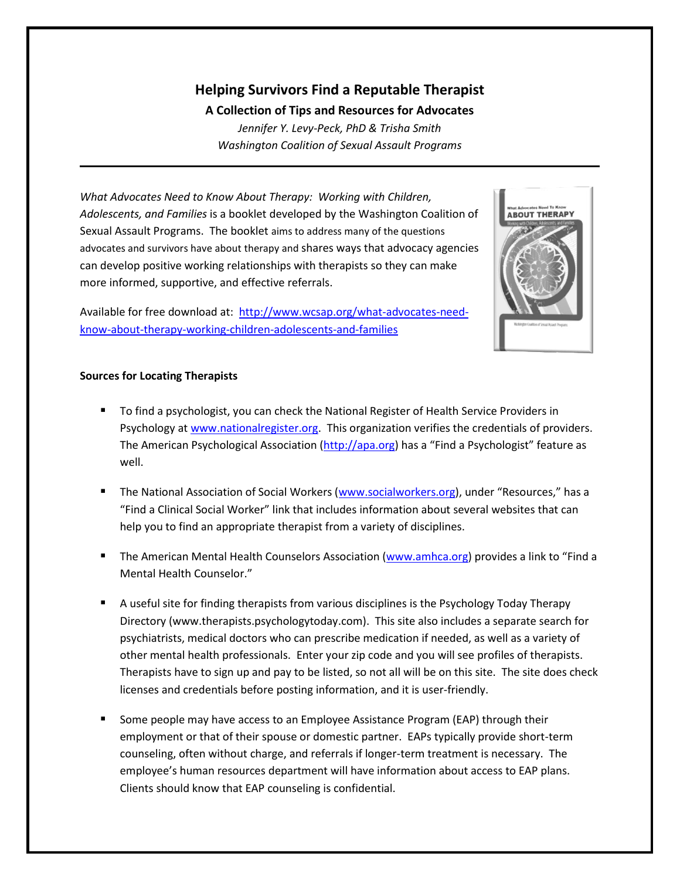# Helping Survivors Find a Reputable Therapist

## A Collection of Tips and Resources for Advocates

*Jennifer Y. Levy-Peck, PhD & Trisha Smith*
*Washington Coalition of Sexual Assault Programs*

---

*What Advocates Need to Know About Therapy: Working with Children, Adolescents, and Families* is a booklet developed by the Washington Coalition of Sexual Assault Programs. The booklet aims to address many of the questions advocates and survivors have about therapy and shares ways that advocacy agencies can develop positive working relationships with therapists so they can make more informed, supportive, and effective referrals.

Available for free download at: http://www.wcsap.org/what-advocates-need-know-about-therapy-working-children-adolescents-and-families

**Sources for Locating Therapists**

- To find a psychologist, you can check the National Register of Health Service Providers in Psychology at www.nationalregister.org. This organization verifies the credentials of providers. The American Psychological Association (http://apa.org) has a "Find a Psychologist" feature as well.

- The National Association of Social Workers (www.socialworkers.org), under "Resources," has a "Find a Clinical Social Worker" link that includes information about several websites that can help you to find an appropriate therapist from a variety of disciplines.

- The American Mental Health Counselors Association (www.amhca.org) provides a link to "Find a Mental Health Counselor."

- A useful site for finding therapists from various disciplines is the Psychology Today Therapy Directory (www.therapists.psychologytoday.com). This site also includes a separate search for psychiatrists, medical doctors who can prescribe medication if needed, as well as a variety of other mental health professionals. Enter your zip code and you will see profiles of therapists. Therapists have to sign up and pay to be listed, so not all will be on this site. The site does check licenses and credentials before posting information, and it is user-friendly.

- Some people may have access to an Employee Assistance Program (EAP) through their employment or that of their spouse or domestic partner. EAPs typically provide short-term counseling, often without charge, and referrals if longer-term treatment is necessary. The employee's human resources department will have information about access to EAP plans. Clients should know that EAP counseling is confidential.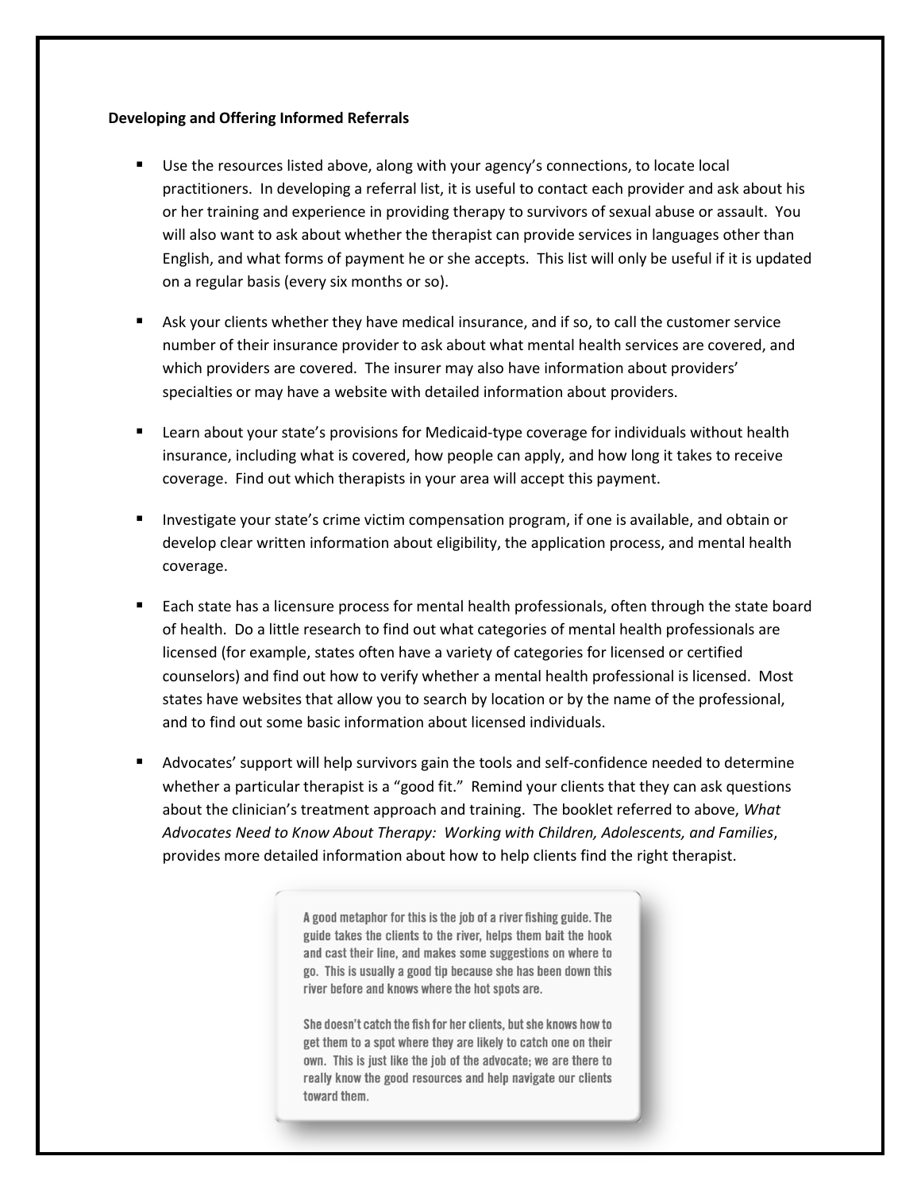**Developing and Offering Informed Referrals**

- Use the resources listed above, along with your agency's connections, to locate local practitioners. In developing a referral list, it is useful to contact each provider and ask about his or her training and experience in providing therapy to survivors of sexual abuse or assault. You will also want to ask about whether the therapist can provide services in languages other than English, and what forms of payment he or she accepts. This list will only be useful if it is updated on a regular basis (every six months or so).

- Ask your clients whether they have medical insurance, and if so, to call the customer service number of their insurance provider to ask about what mental health services are covered, and which providers are covered. The insurer may also have information about providers' specialties or may have a website with detailed information about providers.

- Learn about your state's provisions for Medicaid-type coverage for individuals without health insurance, including what is covered, how people can apply, and how long it takes to receive coverage. Find out which therapists in your area will accept this payment.

- Investigate your state's crime victim compensation program, if one is available, and obtain or develop clear written information about eligibility, the application process, and mental health coverage.

- Each state has a licensure process for mental health professionals, often through the state board of health. Do a little research to find out what categories of mental health professionals are licensed (for example, states often have a variety of categories for licensed or certified counselors) and find out how to verify whether a mental health professional is licensed. Most states have websites that allow you to search by location or by the name of the professional, and to find out some basic information about licensed individuals.

- Advocates' support will help survivors gain the tools and self-confidence needed to determine whether a particular therapist is a "good fit." Remind your clients that they can ask questions about the clinician's treatment approach and training. The booklet referred to above, *What Advocates Need to Know About Therapy: Working with Children, Adolescents, and Families*, provides more detailed information about how to help clients find the right therapist.

> A good metaphor for this is the job of a river fishing guide. The guide takes the clients to the river, helps them bait the hook and cast their line, and makes some suggestions on where to go. This is usually a good tip because she has been down this river before and knows where the hot spots are.
>
> She doesn't catch the fish for her clients, but she knows how to get them to a spot where they are likely to catch one on their own. This is just like the job of the advocate; we are there to really know the good resources and help navigate our clients toward them.